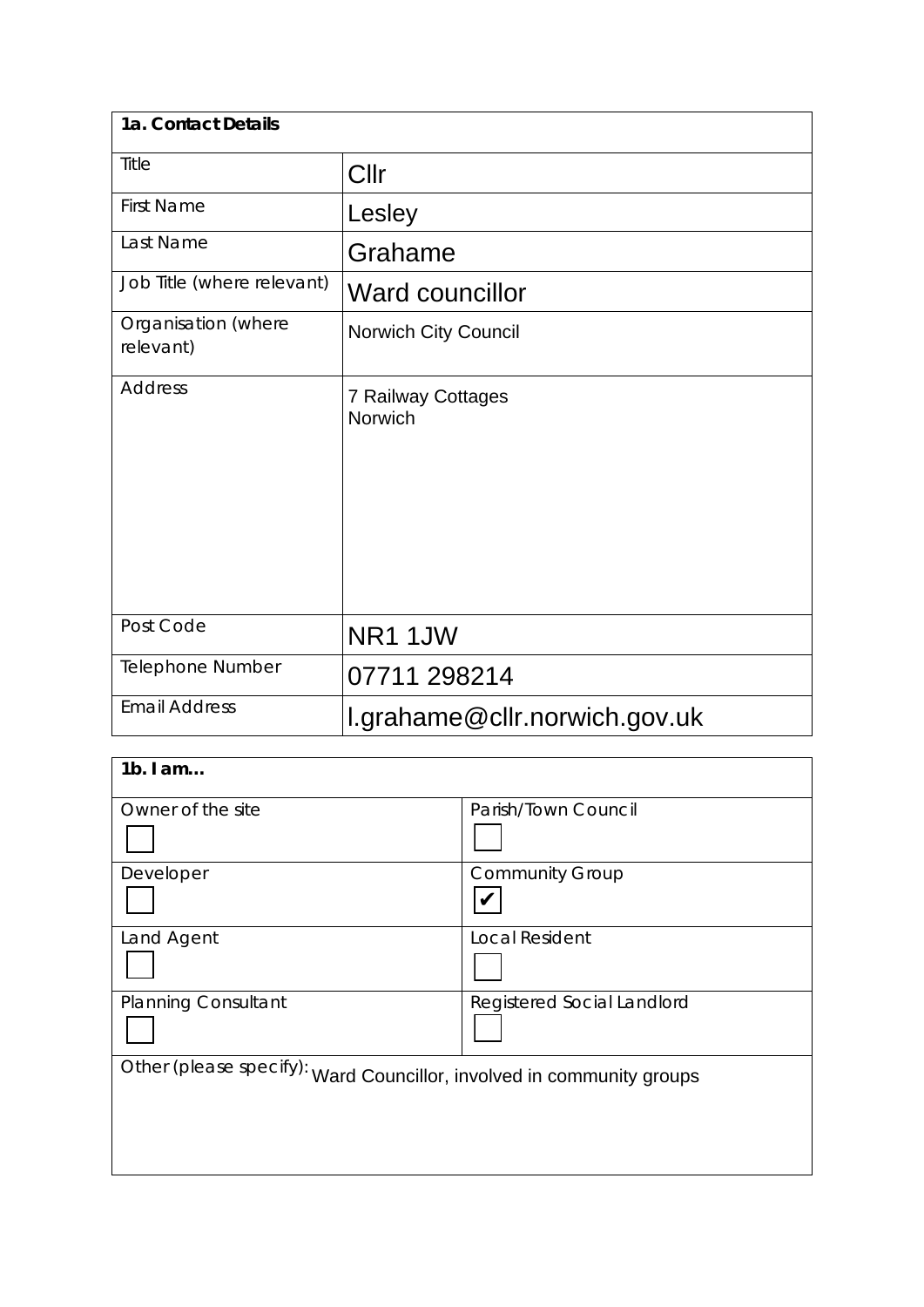| 1a. Contact Details | |
|---|---|
| Title | Cllr |
| First Name | Lesley |
| Last Name | Grahame |
| Job Title (where relevant) | Ward councillor |
| Organisation (where relevant) | Norwich City Council |
| Address | 7 Railway Cottages<br>Norwich |
| Post Code | NR1 1JW |
| Telephone Number | 07711 298214 |
| Email Address | l.grahame@cllr.norwich.gov.uk |

| 1b. I am… | |
|---|---|
| Owner of the site<br>☐ | Parish/Town Council<br>☐ |
| Developer<br>☐ | Community Group<br>☑ |
| Land Agent<br>☐ | Local Resident<br>☐ |
| Planning Consultant<br>☐ | Registered Social Landlord<br>☐ |
| Other (please specify): Ward Councillor, involved in community groups | |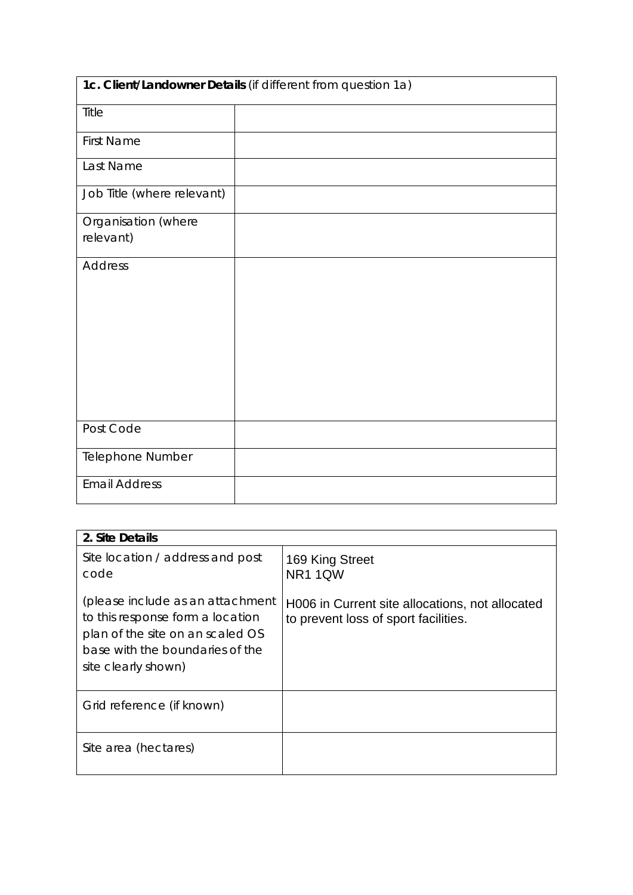| **1c. Client/Landowner Details** (if different from question 1a) | |
|---|---|
| Title | |
| First Name | |
| Last Name | |
| Job Title (where relevant) | |
| Organisation (where relevant) | |
| Address | |
| Post Code | |
| Telephone Number | |
| Email Address | |

| **2. Site Details** | |
|---|---|
| Site location / address and post code<br><br>(please include as an attachment to this response form a location plan of the site on an scaled OS base with the boundaries of the site clearly shown) | 169 King Street<br>NR1 1QW<br><br>H006 in Current site allocations, not allocated to prevent loss of sport facilities. |
| Grid reference (if known) | |
| Site area (hectares) | |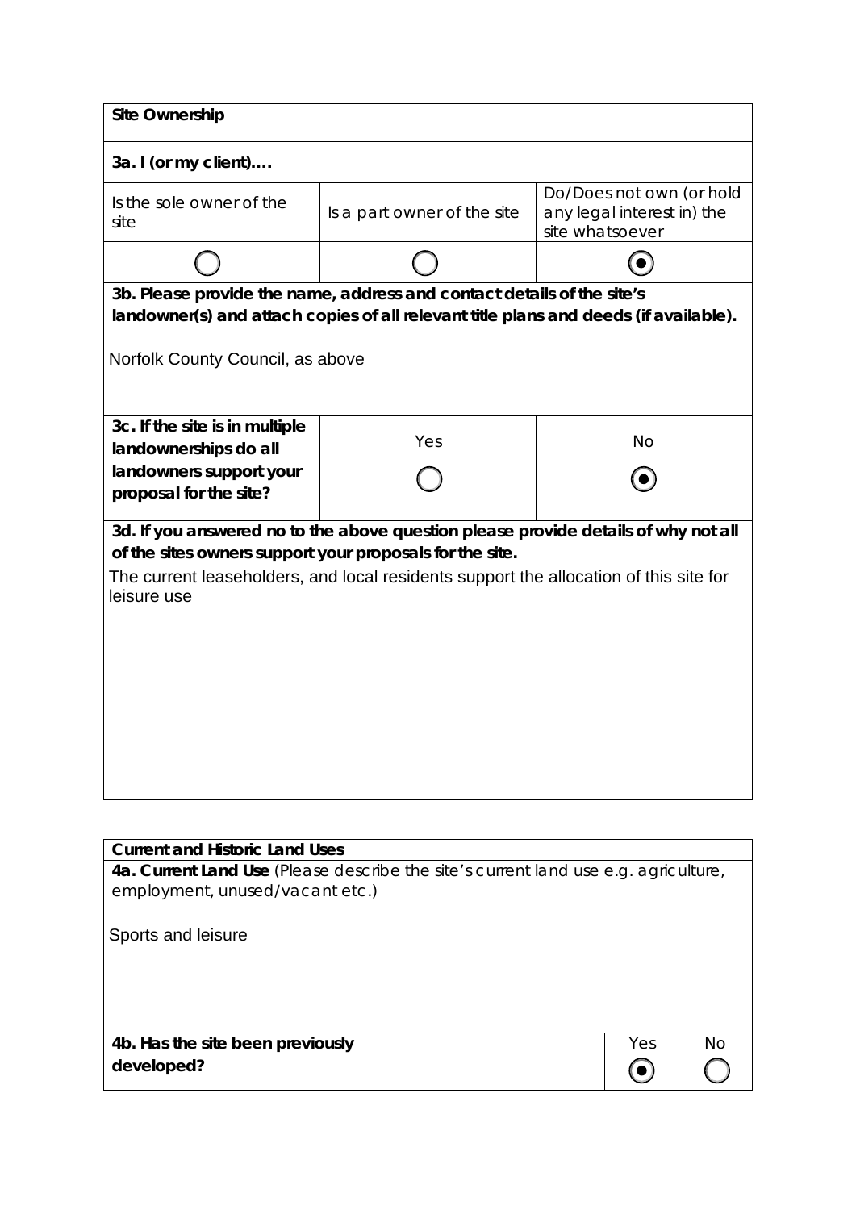| **Site Ownership** | | |
|---|---|---|
| **3a. I (or my client)….** | | |
| Is the sole owner of the site | Is a part owner of the site | Do/Does not own (or hold any legal interest in) the site whatsoever |
| ○ | ○ | ◉ |

**3b. Please provide the name, address and contact details of the site's landowner(s) and attach copies of all relevant title plans and deeds (if available).**

Norfolk County Council, as above

| **3c. If the site is in multiple landownerships do all landowners support your proposal for the site?** | Yes | No |
|---|---|---|
| | ○ | ◉ |

**3d. If you answered no to the above question please provide details of why not all of the sites owners support your proposals for the site.**

The current leaseholders, and local residents support the allocation of this site for leisure use

**Current and Historic Land Uses**

**4a. Current Land Use** (Please describe the site's current land use e.g. agriculture, employment, unused/vacant etc.)

Sports and leisure

| **4b. Has the site been previously developed?** | Yes | No |
|---|---|---|
| | ◉ | ○ |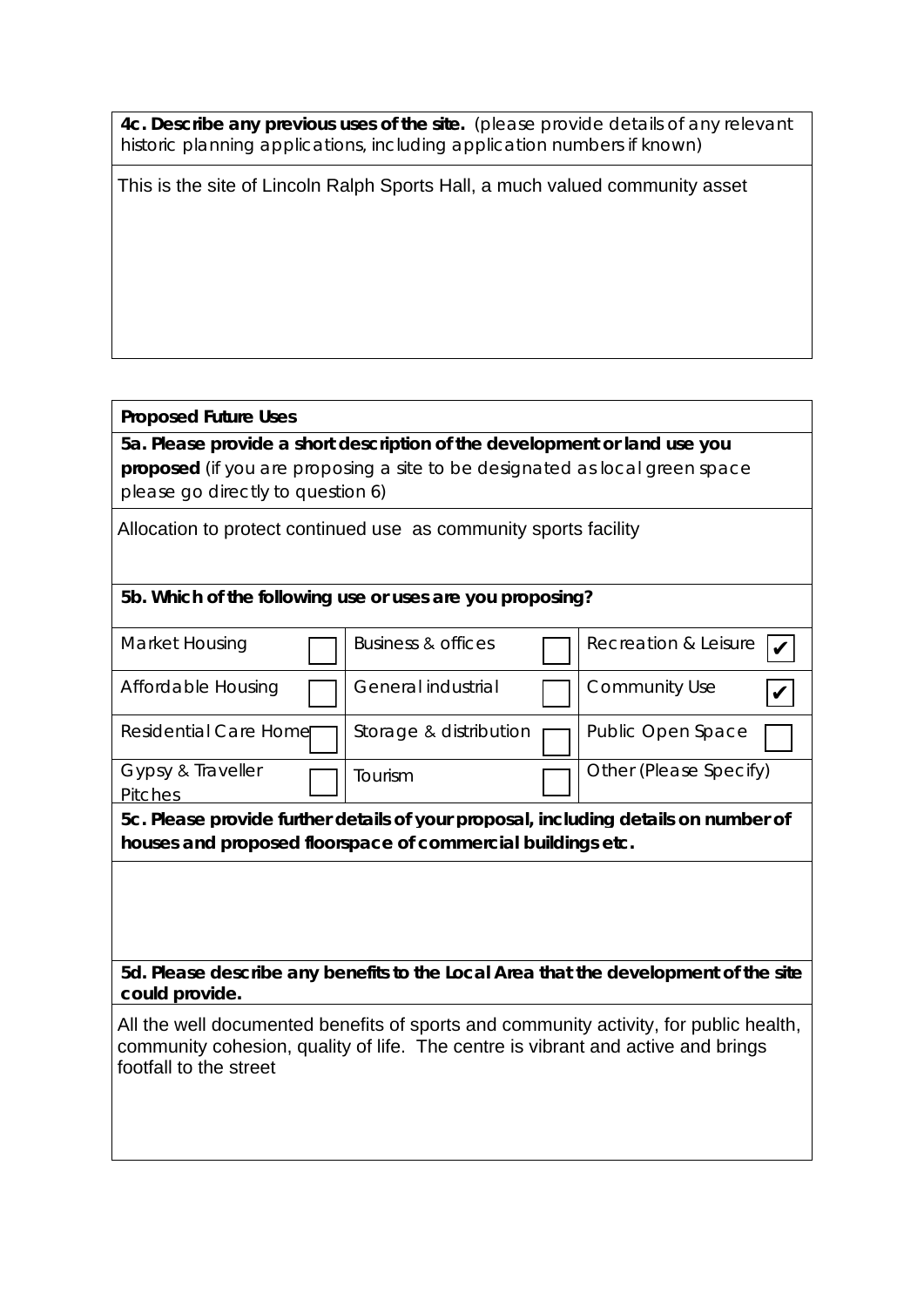**4c. Describe any previous uses of the site.** (please provide details of any relevant historic planning applications, including application numbers if known)

This is the site of Lincoln Ralph Sports Hall, a much valued community asset

**Proposed Future Uses**

**5a. Please provide a short description of the development or land use you proposed** (if you are proposing a site to be designated as local green space please go directly to question 6)

Allocation to protect continued use as community sports facility

**5b. Which of the following use or uses are you proposing?**

| | | | | | |
|---|---|---|---|---|---|
| Market Housing | ☐ | Business & offices | ☐ | Recreation & Leisure | ☑ |
| Affordable Housing | ☐ | General industrial | ☐ | Community Use | ☑ |
| Residential Care Home | ☐ | Storage & distribution | ☐ | Public Open Space | ☐ |
| Gypsy & Traveller Pitches | ☐ | Tourism | ☐ | Other (Please Specify) | |

**5c. Please provide further details of your proposal, including details on number of houses and proposed floorspace of commercial buildings etc.**

**5d. Please describe any benefits to the Local Area that the development of the site could provide.**

All the well documented benefits of sports and community activity, for public health, community cohesion, quality of life. The centre is vibrant and active and brings footfall to the street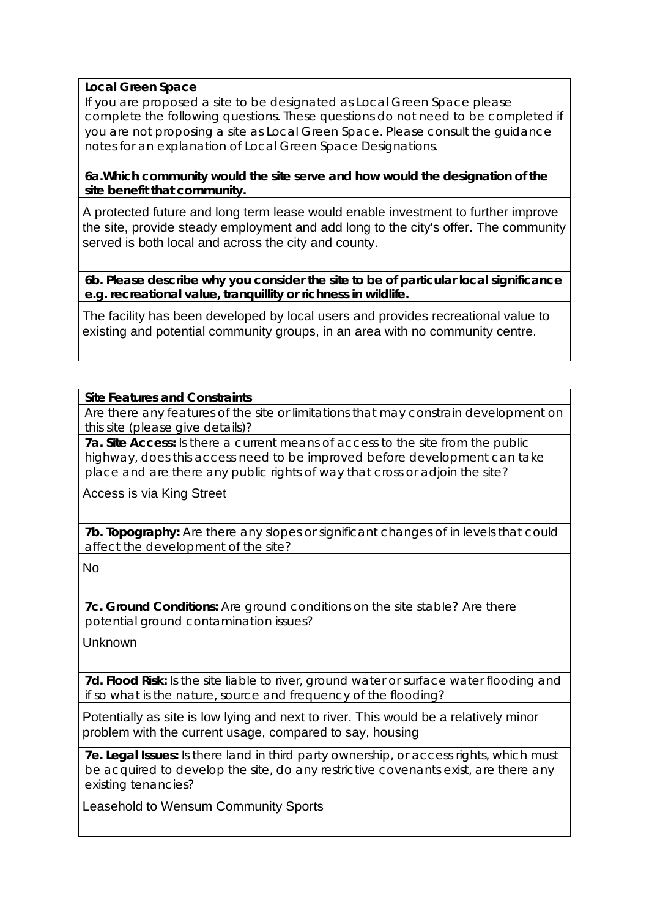**Local Green Space**

If you are proposed a site to be designated as Local Green Space please complete the following questions. These questions do not need to be completed if you are not proposing a site as Local Green Space. Please consult the guidance notes for an explanation of Local Green Space Designations.

**6a.Which community would the site serve and how would the designation of the site benefit that community.**

A protected future and long term lease would enable investment to further improve the site, provide steady employment and add long to the city's offer. The community served is both local and across the city and county.

**6b. Please describe why you consider the site to be of particular local significance e.g. recreational value, tranquillity or richness in wildlife.**

The facility has been developed by local users and provides recreational value to existing and potential community groups, in an area with no community centre.

**Site Features and Constraints**

Are there any features of the site or limitations that may constrain development on this site (please give details)?

**7a. Site Access:** Is there a current means of access to the site from the public highway, does this access need to be improved before development can take place and are there any public rights of way that cross or adjoin the site?

Access is via King Street

**7b. Topography:** Are there any slopes or significant changes of in levels that could affect the development of the site?

No

**7c. Ground Conditions:** Are ground conditions on the site stable? Are there potential ground contamination issues?

Unknown

**7d. Flood Risk:** Is the site liable to river, ground water or surface water flooding and if so what is the nature, source and frequency of the flooding?

Potentially as site is low lying and next to river. This would be a relatively minor problem with the current usage, compared to say, housing

**7e. Legal Issues:** Is there land in third party ownership, or access rights, which must be acquired to develop the site, do any restrictive covenants exist, are there any existing tenancies?

Leasehold to Wensum Community Sports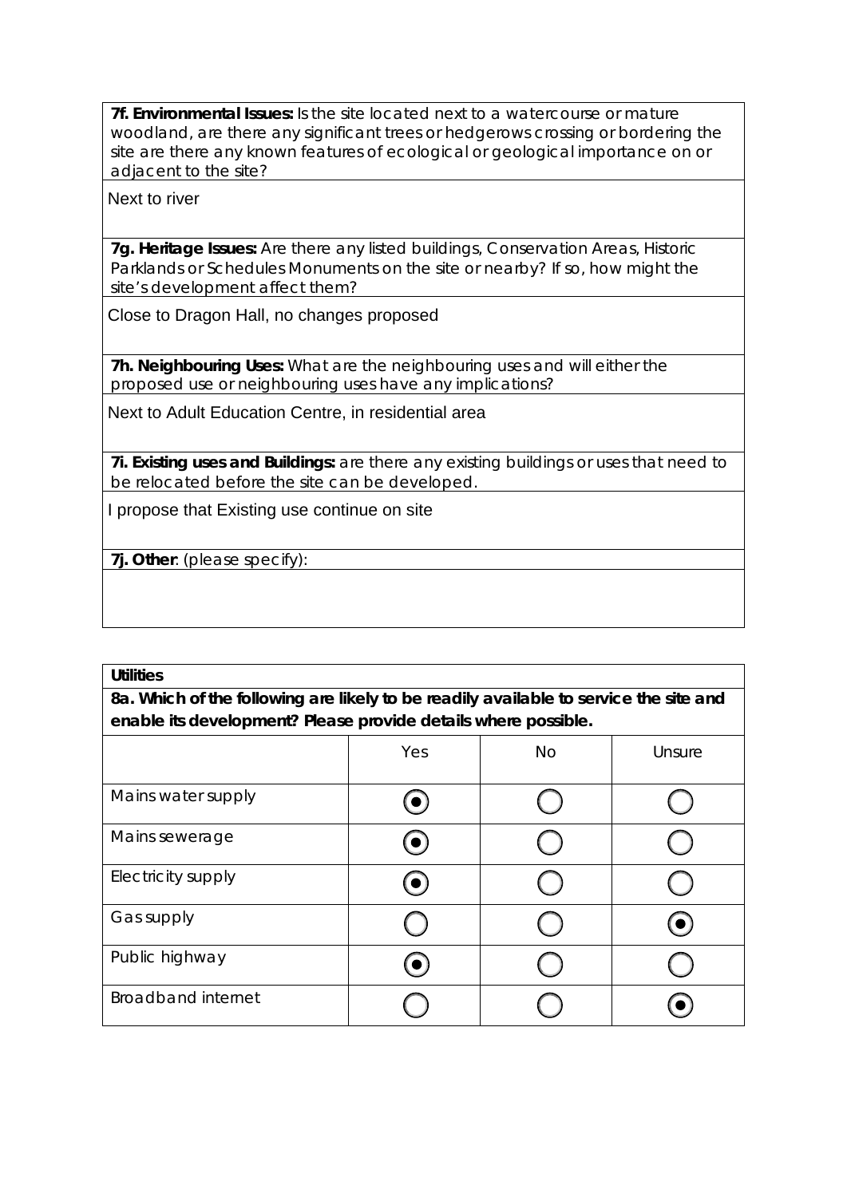**7f. Environmental Issues:** Is the site located next to a watercourse or mature woodland, are there any significant trees or hedgerows crossing or bordering the site are there any known features of ecological or geological importance on or adjacent to the site?

Next to river

**7g. Heritage Issues:** Are there any listed buildings, Conservation Areas, Historic Parklands or Schedules Monuments on the site or nearby? If so, how might the site's development affect them?

Close to Dragon Hall, no changes proposed

**7h. Neighbouring Uses:** What are the neighbouring uses and will either the proposed use or neighbouring uses have any implications?

Next to Adult Education Centre, in residential area

**7i. Existing uses and Buildings:** are there any existing buildings or uses that need to be relocated before the site can be developed.

I propose that Existing use continue on site

**7j. Other**: (please specify):

**Utilities**

**8a. Which of the following are likely to be readily available to service the site and enable its development? Please provide details where possible.**

| | Yes | No | Unsure |
|---|---|---|---|
| Mains water supply | ◉ | ○ | ○ |
| Mains sewerage | ◉ | ○ | ○ |
| Electricity supply | ◉ | ○ | ○ |
| Gas supply | ○ | ○ | ◉ |
| Public highway | ◉ | ○ | ○ |
| Broadband internet | ○ | ○ | ◉ |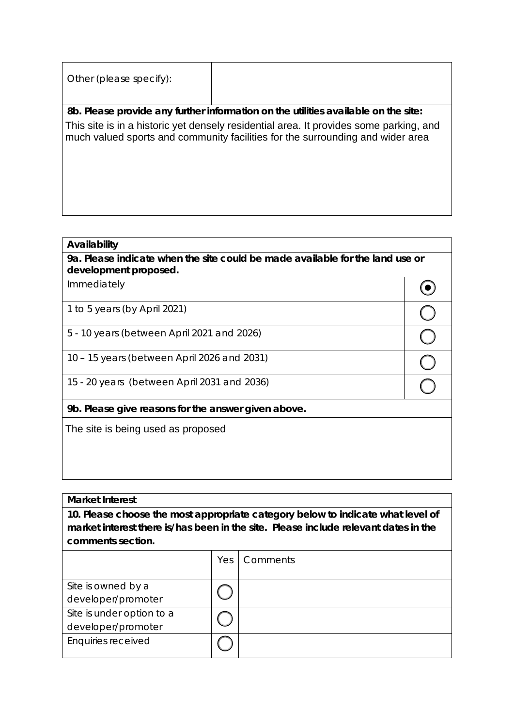| Other (please specify): | |
|---|---|

**8b. Please provide any further information on the utilities available on the site:**

This site is in a historic yet densely residential area. It provides some parking, and much valued sports and community facilities for the surrounding and wider area

| **Availability** | |
|---|---|
| **9a. Please indicate when the site could be made available for the land use or development proposed.** | |
| Immediately | ◉ |
| 1 to 5 years (by April 2021) | ○ |
| 5 - 10 years (between April 2021 and 2026) | ○ |
| 10 – 15 years (between April 2026 and 2031) | ○ |
| 15 - 20 years (between April 2031 and 2036) | ○ |
| **9b. Please give reasons for the answer given above.** | |
| The site is being used as proposed | |

**Market Interest**

**10. Please choose the most appropriate category below to indicate what level of market interest there is/has been in the site. Please include relevant dates in the comments section.**

| | Yes | Comments |
|---|---|---|
| Site is owned by a developer/promoter | ○ | |
| Site is under option to a developer/promoter | ○ | |
| Enquiries received | ○ | |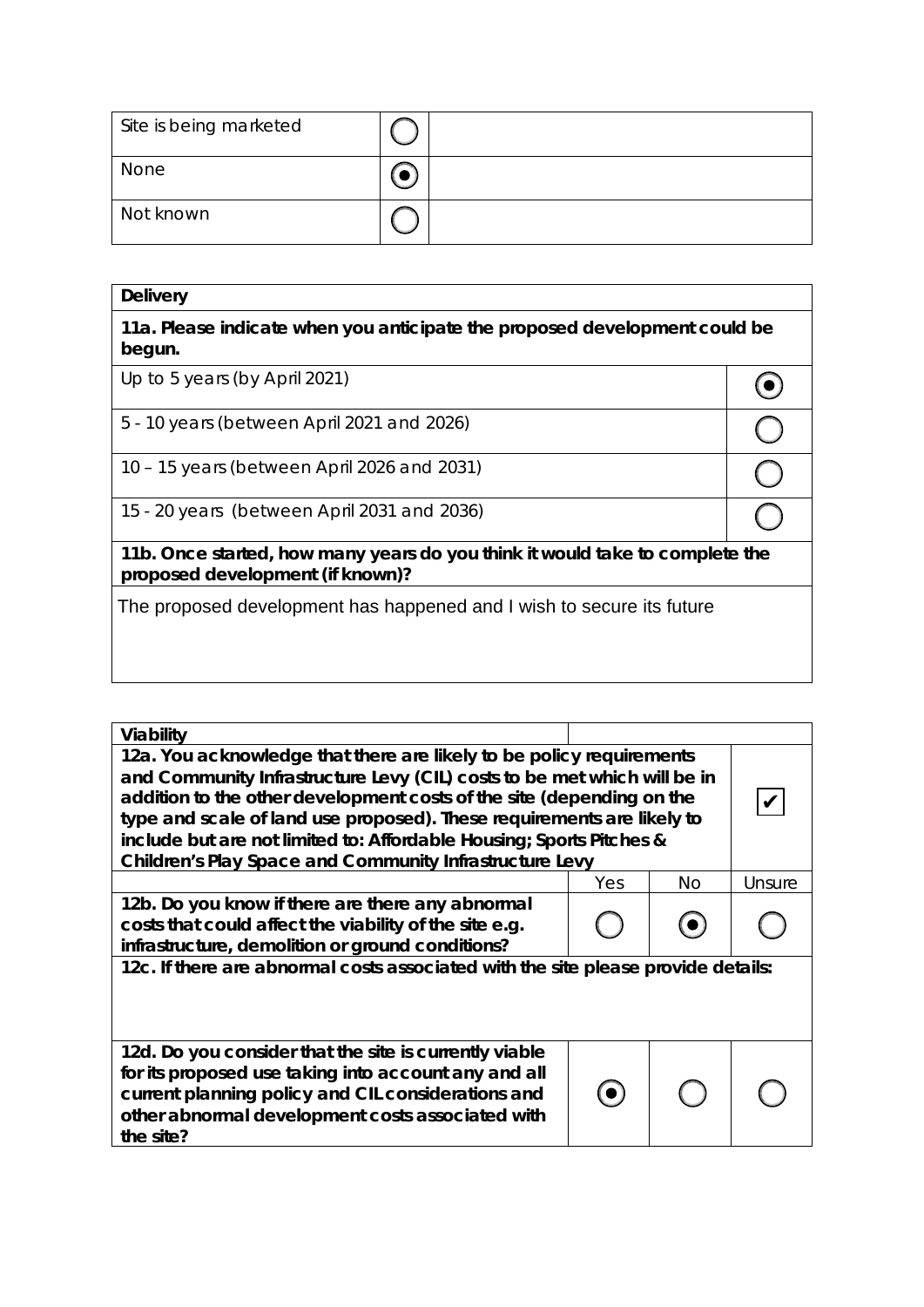| Site is being marketed | ○ | |
| --- | --- | --- |
| None | ◉ | |
| Not known | ○ | |

| **Delivery** | |
| --- | --- |
| **11a. Please indicate when you anticipate the proposed development could be begun.** | |
| Up to 5 years (by April 2021) | ◉ |
| 5 - 10 years (between April 2021 and 2026) | ○ |
| 10 – 15 years (between April 2026 and 2031) | ○ |
| 15 - 20 years (between April 2031 and 2036) | ○ |
| **11b. Once started, how many years do you think it would take to complete the proposed development (if known)?** | |
| The proposed development has happened and I wish to secure its future | |

| **Viability** | | | |
| --- | --- | --- | --- |
| **12a. You acknowledge that there are likely to be policy requirements and Community Infrastructure Levy (CIL) costs to be met which will be in addition to the other development costs of the site (depending on the type and scale of land use proposed). These requirements are likely to include but are not limited to: Affordable Housing; Sports Pitches & Children's Play Space and Community Infrastructure Levy** | | | ✔ |
| | Yes | No | Unsure |
| **12b. Do you know if there are there any abnormal costs that could affect the viability of the site e.g. infrastructure, demolition or ground conditions?** | ○ | ◉ | ○ |
| **12c. If there are abnormal costs associated with the site please provide details:** | | | |
| **12d. Do you consider that the site is currently viable for its proposed use taking into account any and all current planning policy and CIL considerations and other abnormal development costs associated with the site?** | ◉ | ○ | ○ |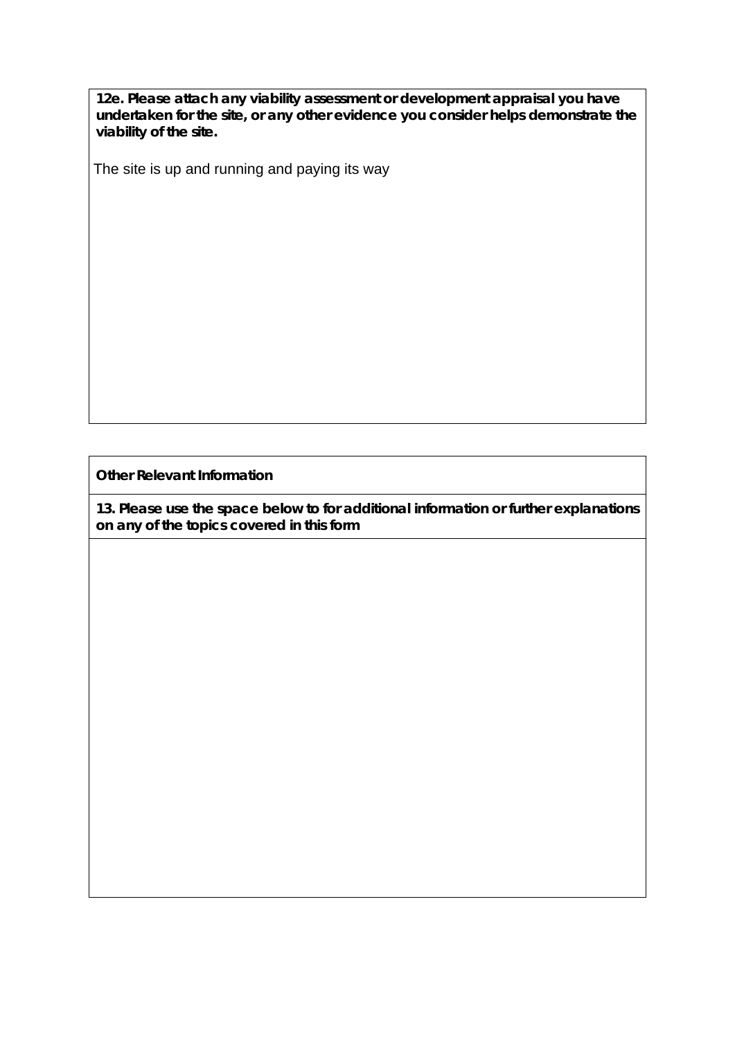**12e. Please attach any viability assessment or development appraisal you have undertaken for the site, or any other evidence you consider helps demonstrate the viability of the site.**

The site is up and running and paying its way

**Other Relevant Information**

**13. Please use the space below to for additional information or further explanations on any of the topics covered in this form**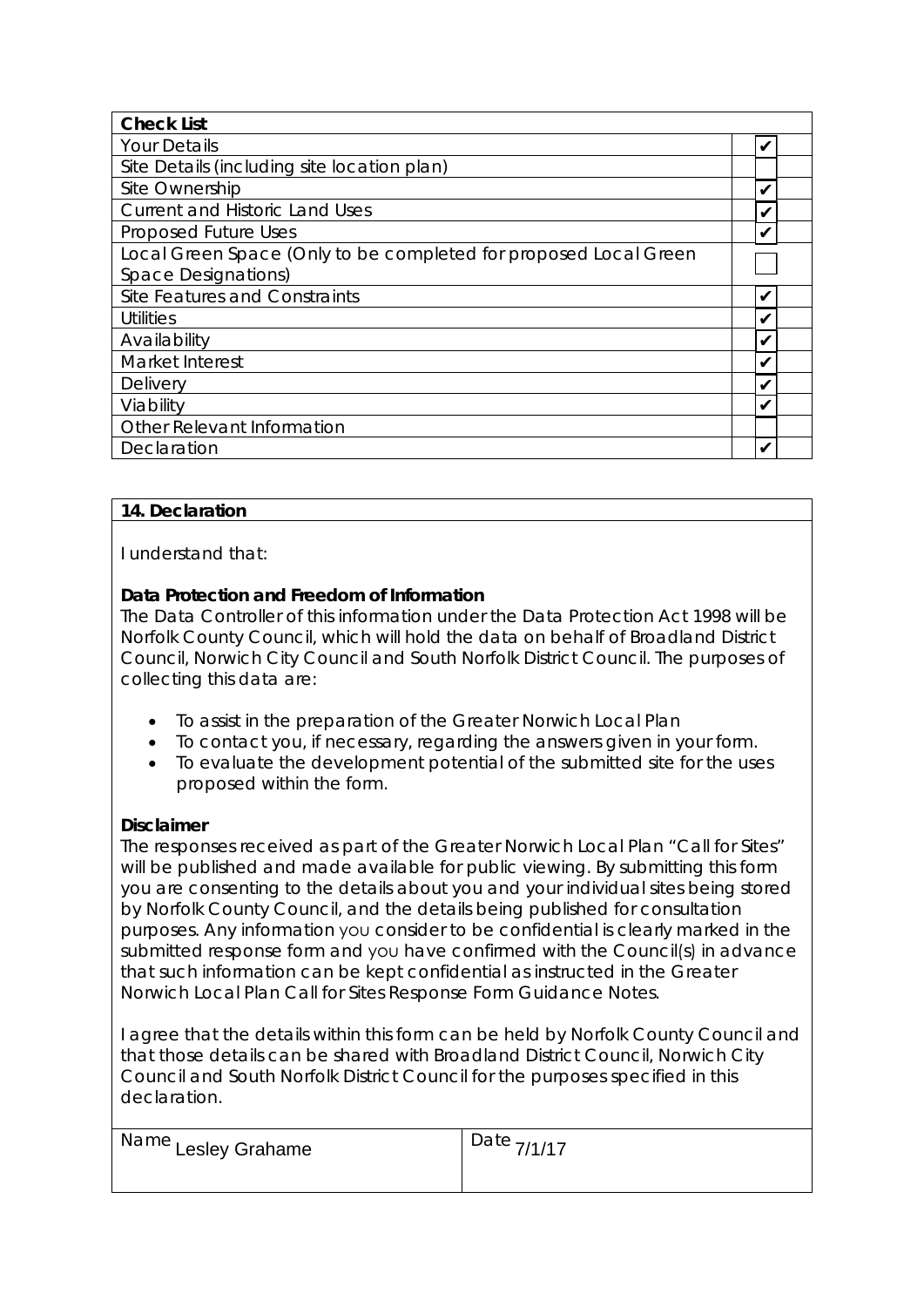| Check List | |
|---|---|
| Your Details | ✔ |
| Site Details (including site location plan) | |
| Site Ownership | ✔ |
| Current and Historic Land Uses | ✔ |
| Proposed Future Uses | ✔ |
| Local Green Space (Only to be completed for proposed Local Green Space Designations) | |
| Site Features and Constraints | ✔ |
| Utilities | ✔ |
| Availability | ✔ |
| Market Interest | ✔ |
| Delivery | ✔ |
| Viability | ✔ |
| Other Relevant Information | |
| Declaration | ✔ |

## 14. Declaration

I understand that:

**Data Protection and Freedom of Information**

The Data Controller of this information under the Data Protection Act 1998 will be Norfolk County Council, which will hold the data on behalf of Broadland District Council, Norwich City Council and South Norfolk District Council. The purposes of collecting this data are:

- To assist in the preparation of the Greater Norwich Local Plan
- To contact you, if necessary, regarding the answers given in your form.
- To evaluate the development potential of the submitted site for the uses proposed within the form.

**Disclaimer**

The responses received as part of the Greater Norwich Local Plan "Call for Sites" will be published and made available for public viewing. By submitting this form you are consenting to the details about you and your individual sites being stored by Norfolk County Council, and the details being published for consultation purposes. Any information you consider to be confidential is clearly marked in the submitted response form and you have confirmed with the Council(s) in advance that such information can be kept confidential as instructed in the Greater Norwich Local Plan Call for Sites Response Form Guidance Notes.

I agree that the details within this form can be held by Norfolk County Council and that those details can be shared with Broadland District Council, Norwich City Council and South Norfolk District Council for the purposes specified in this declaration.

| Name Lesley Grahame | Date 7/1/17 |
|---|---|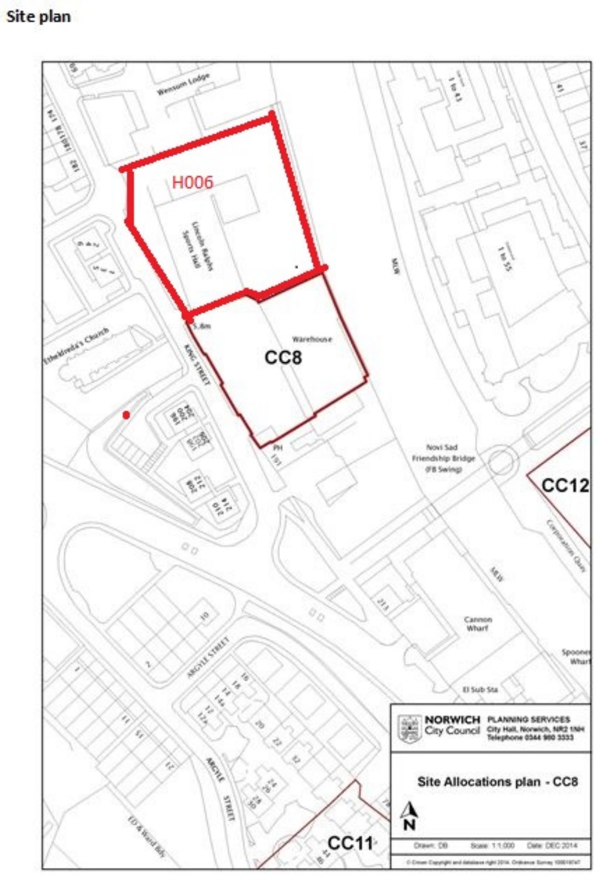**Site plan**

H006

CC8

CC12

CC11

NORWICH City Council PLANNING SERVICES City Hall, Norwich, NR2 1NH Telephone 0344 980 3333

Site Allocations plan - CC8

N

Drawn: DB Scale: 1:1,000 Date: DEC 2014